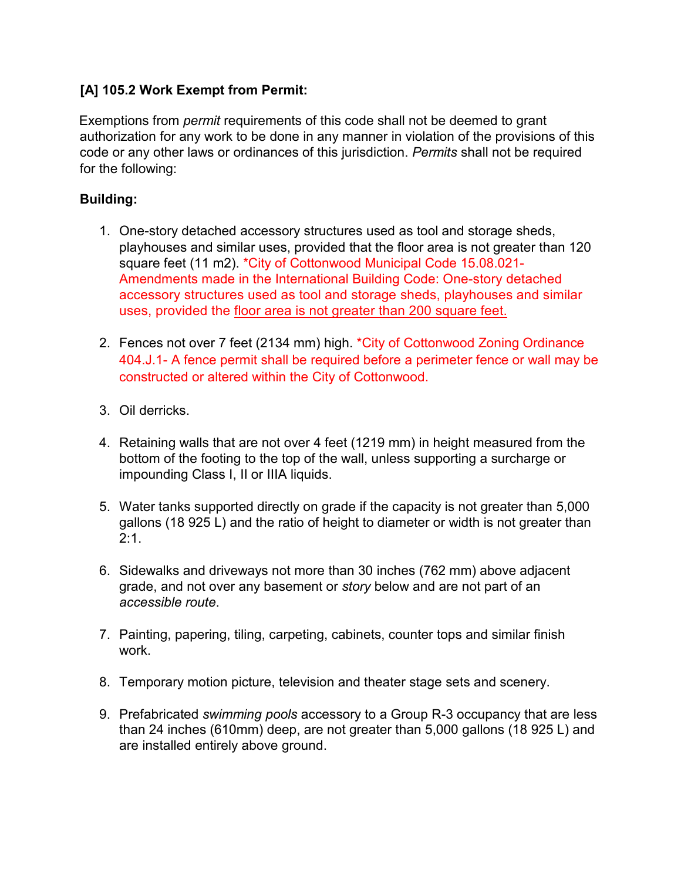**[A] 105.2 Work Exempt from Permit:**

Exemptions from *permit* requirements of this code shall not be deemed to grant authorization for any work to be done in any manner in violation of the provisions of this code or any other laws or ordinances of this jurisdiction. *Permits* shall not be required for the following:

**Building:**

1. One-story detached accessory structures used as tool and storage sheds, playhouses and similar uses, provided that the floor area is not greater than 120 square feet (11 m2). *City of Cottonwood Municipal Code 15.08.021- Amendments made in the International Building Code: One-story detached accessory structures used as tool and storage sheds, playhouses and similar uses, provided the floor area is not greater than 200 square feet.

2. Fences not over 7 feet (2134 mm) high. *City of Cottonwood Zoning Ordinance 404.J.1- A fence permit shall be required before a perimeter fence or wall may be constructed or altered within the City of Cottonwood.

3. Oil derricks.

4. Retaining walls that are not over 4 feet (1219 mm) in height measured from the bottom of the footing to the top of the wall, unless supporting a surcharge or impounding Class I, II or IIIA liquids.

5. Water tanks supported directly on grade if the capacity is not greater than 5,000 gallons (18 925 L) and the ratio of height to diameter or width is not greater than 2:1.

6. Sidewalks and driveways not more than 30 inches (762 mm) above adjacent grade, and not over any basement or *story* below and are not part of an *accessible route*.

7. Painting, papering, tiling, carpeting, cabinets, counter tops and similar finish work.

8. Temporary motion picture, television and theater stage sets and scenery.

9. Prefabricated *swimming pools* accessory to a Group R-3 occupancy that are less than 24 inches (610mm) deep, are not greater than 5,000 gallons (18 925 L) and are installed entirely above ground.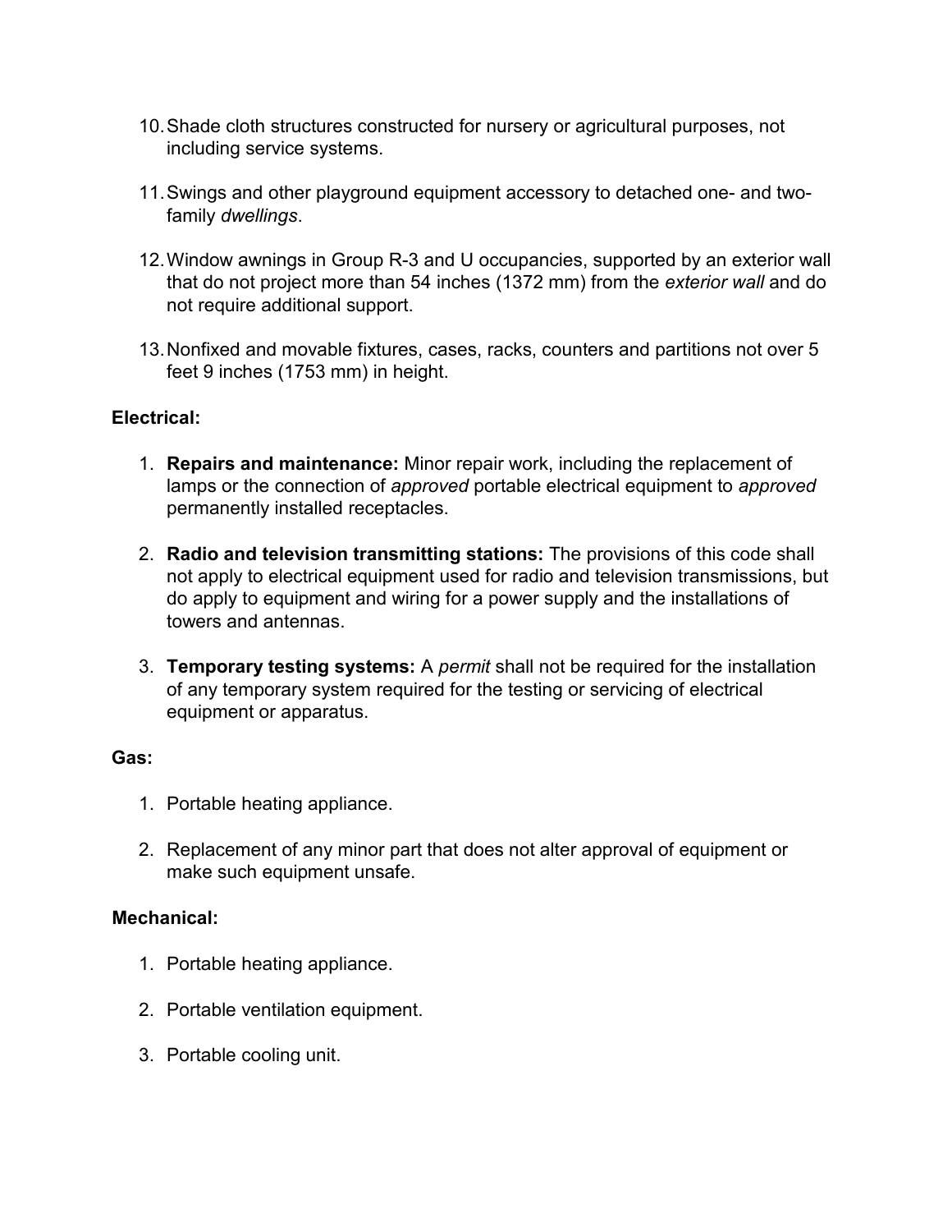10. Shade cloth structures constructed for nursery or agricultural purposes, not including service systems.

11. Swings and other playground equipment accessory to detached one- and two-family *dwellings*.

12. Window awnings in Group R-3 and U occupancies, supported by an exterior wall that do not project more than 54 inches (1372 mm) from the *exterior wall* and do not require additional support.

13. Nonfixed and movable fixtures, cases, racks, counters and partitions not over 5 feet 9 inches (1753 mm) in height.

**Electrical:**

1. **Repairs and maintenance:** Minor repair work, including the replacement of lamps or the connection of *approved* portable electrical equipment to *approved* permanently installed receptacles.

2. **Radio and television transmitting stations:** The provisions of this code shall not apply to electrical equipment used for radio and television transmissions, but do apply to equipment and wiring for a power supply and the installations of towers and antennas.

3. **Temporary testing systems:** A *permit* shall not be required for the installation of any temporary system required for the testing or servicing of electrical equipment or apparatus.

**Gas:**

1. Portable heating appliance.

2. Replacement of any minor part that does not alter approval of equipment or make such equipment unsafe.

**Mechanical:**

1. Portable heating appliance.

2. Portable ventilation equipment.

3. Portable cooling unit.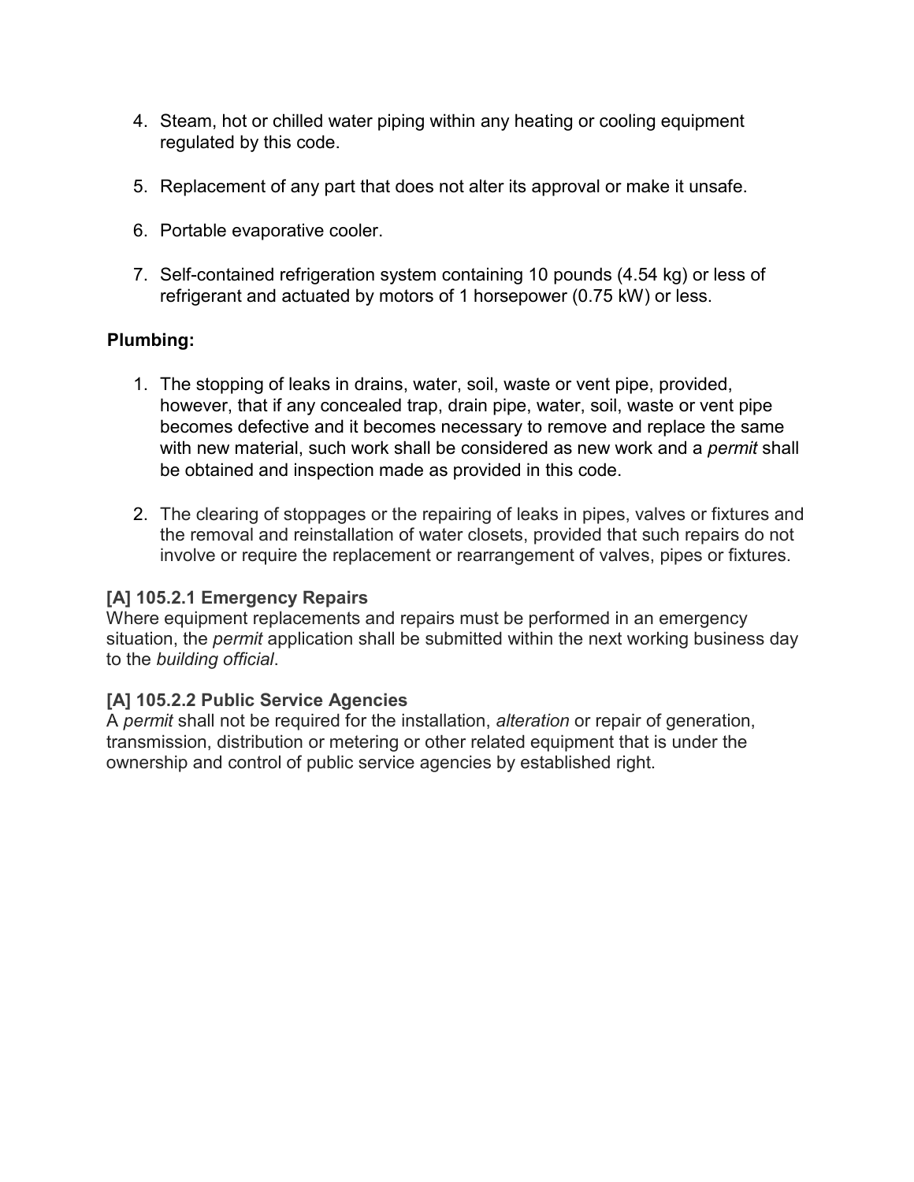4. Steam, hot or chilled water piping within any heating or cooling equipment regulated by this code.

5. Replacement of any part that does not alter its approval or make it unsafe.

6. Portable evaporative cooler.

7. Self-contained refrigeration system containing 10 pounds (4.54 kg) or less of refrigerant and actuated by motors of 1 horsepower (0.75 kW) or less.

**Plumbing:**

1. The stopping of leaks in drains, water, soil, waste or vent pipe, provided, however, that if any concealed trap, drain pipe, water, soil, waste or vent pipe becomes defective and it becomes necessary to remove and replace the same with new material, such work shall be considered as new work and a *permit* shall be obtained and inspection made as provided in this code.

2. The clearing of stoppages or the repairing of leaks in pipes, valves or fixtures and the removal and reinstallation of water closets, provided that such repairs do not involve or require the replacement or rearrangement of valves, pipes or fixtures.

**[A] 105.2.1 Emergency Repairs**
Where equipment replacements and repairs must be performed in an emergency situation, the *permit* application shall be submitted within the next working business day to the *building official*.

**[A] 105.2.2 Public Service Agencies**
A *permit* shall not be required for the installation, *alteration* or repair of generation, transmission, distribution or metering or other related equipment that is under the ownership and control of public service agencies by established right.